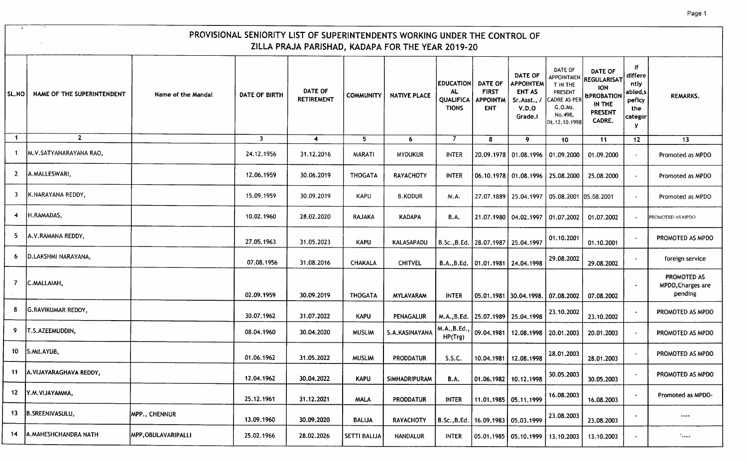# PROVISIONAL SENIORITY LIST OF SUPERINTENDENTS WORKING UNDER THE CONTROL OF ZILLA PRAJA PARISHAD, KADAPA FOR THE YEAR 2019-20

| SL.NO | NAME OF THE SUPERINTENDENT | Name of the Mandal | DATE OF BIRTH | DATE OF RETIREMENT | COMMUNITY | NATIVE PLACE | EDUCATIONAL QUALIFICATIONS | DATE OF FIRST APPOINTMENT | DATE OF APPOINTMENT AS Sr.Asst., / V.D.O Grade.I | DATE OF APPOINTMENT IN THE PRESENT CADRE AS PER G.O.Ms. No.498, Dt.12.10.1998 | DATE OF REGULARISATION &PROBATION IN THE PRESENT CADRE. | If differently abled,s peficy the category | REMARKS. |
|---|---|---|---|---|---|---|---|---|---|---|---|---|---|
| 1 | 2 | | 3 | 4 | 5 | 6 | 7 | 8 | 9 | 10 | 11 | 12 | 13 |
| 1 | M.V.SATYANARAYANA RAO, | | 24.12.1956 | 31.12.2016 | MARATI | MYDUKUR | INTER | 20.09.1978 | 01.08.1996 | 01.09.2000 | 01.09.2000 | - | Promoted as MPDO |
| 2 | A.MALLESWARI, | | 12.06.1959 | 30.06.2019 | THOGATA | RAYACHOTY | INTER | 06.10.1978 | 01.08.1996 | 25.08.2000 | 25.08.2000 | - | Promoted as MPDO |
| 3 | K.NARAYANA REDDY, | | 15.09.1959 | 30.09.2019 | KAPU | B.KODUR | M.A. | 27.07.1889 | 25.04.1997 | 05.08.2001 | 05.08.2001 | - | Promoted as MPDO |
| 4 | H.RAMADAS, | | 10.02.1960 | 28.02.2020 | RAJAKA | KADAPA | B.A. | 21.07.1980 | 04.02.1997 | 01.07.2002 | 01.07.2002 | - | PROMOTED AS MPDO |
| 5 | A.V.RAMANA REDDY, | | 27.05.1963 | 31.05.2023 | KAPU | KALASAPADU | B.Sc.,B.Ed. | 28.07.1987 | 25.04.1997 | 01.10.2001 | 01.10.2001 | - | PROMOTED AS MPDO |
| 6 | D.LAKSHMI NARAYANA, | | 07.08.1956 | 31.08.2016 | CHAKALA | CHITVEL | B.A.,B.Ed. | 01.01.1981 | 24.04.1998 | 29.08.2002 | 29.08.2002 | - | foreign service |
| 7 | C.MALLAIAH, | | 02.09.1959 | 30.09.2019 | THOGATA | MYLAVARAM | INTER | 05.01.1981 | 30.04.1998. | 07.08.2002 | 07.08.2002 | - | PROMOTED AS MPDO,Charges are pending |
| 8 | G.RAVIKUMAR REDDY, | | 30.07.1962 | 31.07.2022 | KAPU | PENAGALUR | M.A.,B.Ed. | 25.07.1989 | 25.04.1998 | 23.10.2002 | 23.10.2002 | - | PROMOTED AS MPDO |
| 9 | T.S.AZEEMUDDIN, | | 08.04.1960 | 30.04.2020 | MUSLIM | S.A.KASINAYANA | M.A.,B.Ed., HP(Trg) | 09.04.1981 | 12.08.1998 | 20.01.2003 | 20.01.2003 | - | PROMOTED AS MPDO |
| 10 | S.Md.AYUB, | | 01.06.1962 | 31.05.2022 | MUSLIM | PRODDATUR | S.S.C. | 10.04.1981 | 12.08.1998 | 28.01.2003 | 28.01.2003 | - | PROMOTED AS MPDO |
| 11 | A.VIJAYARAGHAVA REDDY, | | 12.04.1962 | 30.04.2022 | KAPU | SIMHADRIPURAM | B.A. | 01.06.1982 | 10.12.1998 | 30.05.2003 | 30.05.2003 | - | PROMOTED AS MPDO |
| 12 | Y.M.VIJAYAMMA, | | 25.12.1961 | 31.12.2021 | MALA | PRODDATUR | INTER | 11.01.1985 | 05.11.1999 | 16.08.2003 | 16.08.2003 | - | Promoted as MPDO- |
| 13 | B.SREENIVASULU, | MPP., CHENNUR | 13.09.1960 | 30.09.2020 | BALIJA | RAYACHOTY | B.Sc.,B.Ed. | 16.09.1983 | 05.03.1999 | 23.08.2003 | 23.08.2003 | - | ---- |
| 14 | A.MAHESHCHANDRA NATH | MPP,OBULAVARIPALLI | 25.02.1966 | 28.02.2026 | SETTI BALIJA | NANDALUR | INTER | 05.01.1985 | 05.10.1999 | 13.10.2003 | 13.10.2003 | - | ---- |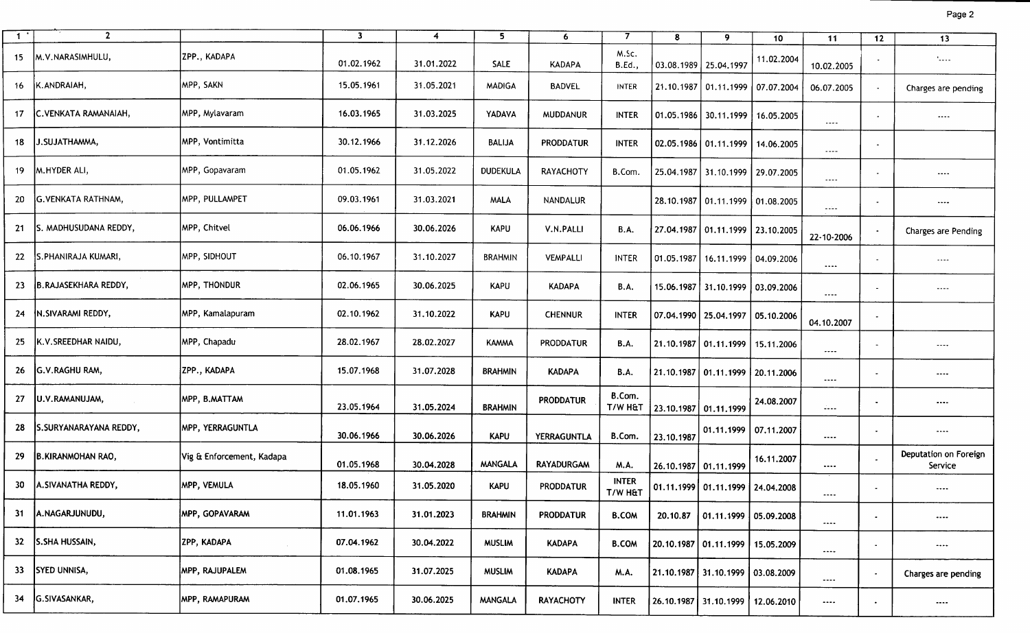| 1 | 2 | | 3 | 4 | 5 | 6 | 7 | 8 | 9 | 10 | 11 | 12 | 13 |
|---|---|---|---|---|---|---|---|---|---|---|---|---|---|
| 15 | M.V.NARASIMHULU, | ZPP., KADAPA | 01.02.1962 | 31.01.2022 | SALE | KADAPA | M.Sc. B.Ed., | 03.08.1989 | 25.04.1997 | 11.02.2004 | 10.02.2005 | - | ---- |
| 16 | K.ANDRAIAH, | MPP, SAKN | 15.05.1961 | 31.05.2021 | MADIGA | BADVEL | INTER | 21.10.1987 | 01.11.1999 | 07.07.2004 | 06.07.2005 | - | Charges are pending |
| 17 | C.VENKATA RAMANAIAH, | MPP, Mylavaram | 16.03.1965 | 31.03.2025 | YADAVA | MUDDANUR | INTER | 01.05.1986 | 30.11.1999 | 16.05.2005 | ---- | - | ---- |
| 18 | J.SUJATHAMMA, | MPP, Vontimitta | 30.12.1966 | 31.12.2026 | BALIJA | PRODDATUR | INTER | 02.05.1986 | 01.11.1999 | 14.06.2005 | ---- | - | |
| 19 | M.HYDER ALI, | MPP, Gopavaram | 01.05.1962 | 31.05.2022 | DUDEKULA | RAYACHOTY | B.Com. | 25.04.1987 | 31.10.1999 | 29.07.2005 | ---- | - | ---- |
| 20 | G.VENKATA RATHNAM, | MPP, PULLAMPET | 09.03.1961 | 31.03.2021 | MALA | NANDALUR | | 28.10.1987 | 01.11.1999 | 01.08.2005 | ---- | - | ---- |
| 21 | S. MADHUSUDANA REDDY, | MPP, Chitvel | 06.06.1966 | 30.06.2026 | KAPU | V.N.PALLI | B.A. | 27.04.1987 | 01.11.1999 | 23.10.2005 | 22-10-2006 | - | Charges are Pending |
| 22 | S.PHANIRAJA KUMARI, | MPP, SIDHOUT | 06.10.1967 | 31.10.2027 | BRAHMIN | VEMPALLI | INTER | 01.05.1987 | 16.11.1999 | 04.09.2006 | ---- | - | ---- |
| 23 | B.RAJASEKHARA REDDY, | MPP, THONDUR | 02.06.1965 | 30.06.2025 | KAPU | KADAPA | B.A. | 15.06.1987 | 31.10.1999 | 03.09.2006 | ---- | - | ---- |
| 24 | N.SIVARAMI REDDY, | MPP, Kamalapuram | 02.10.1962 | 31.10.2022 | KAPU | CHENNUR | INTER | 07.04.1990 | 25.04.1997 | 05.10.2006 | 04.10.2007 | - | |
| 25 | K.V.SREEDHAR NAIDU, | MPP, Chapadu | 28.02.1967 | 28.02.2027 | KAMMA | PRODDATUR | B.A. | 21.10.1987 | 01.11.1999 | 15.11.2006 | ---- | - | ---- |
| 26 | G.V.RAGHU RAM, | ZPP., KADAPA | 15.07.1968 | 31.07.2028 | BRAHMIN | KADAPA | B.A. | 21.10.1987 | 01.11.1999 | 20.11.2006 | ---- | - | ---- |
| 27 | U.V.RAMANUJAM, | MPP, B.MATTAM | 23.05.1964 | 31.05.2024 | BRAHMIN | PRODDATUR | B.Com. T/W H&T | 23.10.1987 | 01.11.1999 | 24.08.2007 | ---- | - | ---- |
| 28 | S.SURYANARAYANA REDDY, | MPP, YERRAGUNTLA | 30.06.1966 | 30.06.2026 | KAPU | YERRAGUNTLA | B.Com. | 23.10.1987 | 01.11.1999 | 07.11.2007 | ---- | - | ---- |
| 29 | B.KIRANMOHAN RAO, | Vig & Enforcement, Kadapa | 01.05.1968 | 30.04.2028 | MANGALA | RAYADURGAM | M.A. | 26.10.1987 | 01.11.1999 | 16.11.2007 | ---- | - | Deputation on Foreign Service |
| 30 | A.SIVANATHA REDDY, | MPP, VEMULA | 18.05.1960 | 31.05.2020 | KAPU | PRODDATUR | INTER T/W H&T | 01.11.1999 | 01.11.1999 | 24.04.2008 | ---- | - | ---- |
| 31 | A.NAGARJUNUDU, | MPP, GOPAVARAM | 11.01.1963 | 31.01.2023 | BRAHMIN | PRODDATUR | B.COM | 20.10.87 | 01.11.1999 | 05.09.2008 | ---- | - | ---- |
| 32 | S.SHA HUSSAIN, | ZPP, KADAPA | 07.04.1962 | 30.04.2022 | MUSLIM | KADAPA | B.COM | 20.10.1987 | 01.11.1999 | 15.05.2009 | ---- | - | ---- |
| 33 | SYED UNNISA, | MPP, RAJUPALEM | 01.08.1965 | 31.07.2025 | MUSLIM | KADAPA | M.A. | 21.10.1987 | 31.10.1999 | 03.08.2009 | ---- | - | Charges are pending |
| 34 | G.SIVASANKAR, | MPP, RAMAPURAM | 01.07.1965 | 30.06.2025 | MANGALA | RAYACHOTY | INTER | 26.10.1987 | 31.10.1999 | 12.06.2010 | ---- | - | ---- |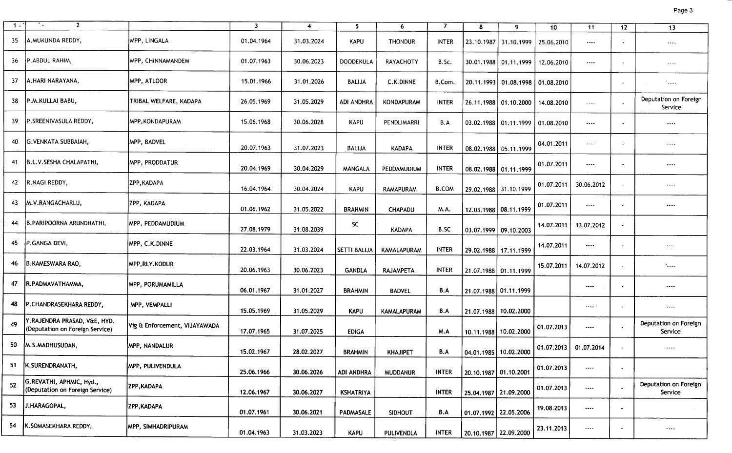| 1 | 2 | | 3 | 4 | 5 | 6 | 7 | 8 | 9 | 10 | 11 | 12 | 13 |
|---|---|---|---|---|---|---|---|---|---|---|---|---|---|
| 35 | A.MUKUNDA REDDY, | MPP, LINGALA | 01.04.1964 | 31.03.2024 | KAPU | THONDUR | INTER | 23.10.1987 | 31.10.1999 | 25.06.2010 | ---- | - | ---- |
| 36 | P.ABDUL RAHIM, | MPP, CHINNAMANDEM | 01.07.1963 | 30.06.2023 | DOODEKULA | RAYACHOTY | B.Sc. | 30.01.1988 | 01.11.1999 | 12.06.2010 | ---- | - | ---- |
| 37 | A.HARI NARAYANA, | MPP, ATLOOR | 15.01.1966 | 31.01.2026 | BALIJA | C.K.DINNE | B.Com. | 20.11.1993 | 01.08.1998 | 01.08.2010 | | - | ---- |
| 38 | P.M.KULLAI BABU, | TRIBAL WELFARE, KADAPA | 26.05.1969 | 31.05.2029 | ADI ANDHRA | KONDAPURAM | INTER | 26.11.1988 | 01.10.2000 | 14.08.2010 | ---- | - | Deputation on Foreign Service |
| 39 | P.SREENIVASULA REDDY, | MPP,KONDAPURAM | 15.06.1968 | 30.06.2028 | KAPU | PENDLIMARRI | B.A | 03.02.1988 | 01.11.1999 | 01.08.2010 | ---- | - | ---- |
| 40 | G.VENKATA SUBBAIAH, | MPP, BADVEL | 20.07.1963 | 31.07.2023 | BALIJA | KADAPA | INTER | 08.02.1988 | 05.11.1999 | 04.01.2011 | ---- | - | ---- |
| 41 | B.L.V.SESHA CHALAPATHI, | MPP, PRODDATUR | 20.04.1969 | 30.04.2029 | MANGALA | PEDDAMUDIUM | INTER | 08.02.1988 | 01.11.1999 | 01.07.2011 | ---- | - | ---- |
| 42 | R.NAGI REDDY, | ZPP,KADAPA | 16.04.1964 | 30.04.2024 | KAPU | RAMAPURAM | B.COM | 29.02.1988 | 31.10.1999 | 01.07.2011 | 30.06.2012 | - | ---- |
| 43 | M.V.RANGACHARLU, | ZPP, KADAPA | 01.06.1962 | 31.05.2022 | BRAHMIN | CHAPADU | M.A. | 12.03.1988 | 08.11.1999 | 01.07.2011 | ---- | - | ---- |
| 44 | B.PARIPOORNA ARUNDHATHI, | MPP, PEDDAMUDIUM | 27.08.1979 | 31.08.2039 | SC | KADAPA | B.SC | 03.07.1999 | 09.10.2003 | 14.07.2011 | 13.07.2012 | - | |
| 45 | P.GANGA DEVI, | MPP, C.K.DINNE | 22.03.1964 | 31.03.2024 | SETTI BALIJA | KAMALAPURAM | INTER | 29.02.1988 | 17.11.1999 | 14.07.2011 | ---- | - | ---- |
| 46 | B.KAMESWARA RAO, | MPP,RLY.KODUR | 20.06.1963 | 30.06.2023 | GANDLA | RAJAMPETA | INTER | 21.07.1988 | 01.11.1999 | 15.07.2011 | 14.07.2012 | - | ---- |
| 47 | R.PADMAVATHAMMA, | MPP, PORUMAMILLA | 06.01.1967 | 31.01.2027 | BRAHMIN | BADVEL | B.A | 21.07.1988 | 01.11.1999 | | ---- | - | ---- |
| 48 | P.CHANDRASEKHARA REDDY, | MPP, VEMPALLI | 15.05.1969 | 31.05.2029 | KAPU | KAMALAPURAM | B.A | 21.07.1988 | 10.02.2000 | | ---- | - | ---- |
| 49 | Y.RAJENDRA PRASAD, V&E, HYD. (Deputation on Foreign Service) | Vig & Enforcement, VIJAYAWADA | 17.07.1965 | 31.07.2025 | EDIGA | | M.A | 10.11.1988 | 10.02.2000 | 01.07.2013 | ---- | - | Deputation on Foreign Service |
| 50 | M.S.MADHUSUDAN, | MPP, NANDALUR | 15.02.1967 | 28.02.2027 | BRAHMIN | KHAJIPET | B.A | 04.01.1985 | 10.02.2000 | 01.07.2013 | 01.07.2014 | - | ---- |
| 51 | K.SURENDRANATH, | MPP, PULIVENDULA | 25.06.1966 | 30.06.2026 | ADI ANDHRA | MUDDANUR | INTER | 20.10.1987 | 01.10.2001 | 01.07.2013 | ---- | - | |
| 52 | G.REVATHI, APHMIC, Hyd., (Deputation on Foreign Service) | ZPP,KADAPA | 12.06.1967 | 30.06.2027 | KSHATRIYA | | INTER | 25.04.1987 | 21.09.2000 | 01.07.2013 | ---- | - | Deputation on Foreign Service |
| 53 | J.HARAGOPAL, | ZPP,KADAPA | 01.07.1961 | 30.06.2021 | PADMASALE | SIDHOUT | B.A | 01.07.1992 | 22.05.2006 | 19.08.2013 | ---- | - | |
| 54 | K.SOMASEKHARA REDDY, | MPP, SIMHADRIPURAM | 01.04.1963 | 31.03.2023 | KAPU | PULIVENDLA | INTER | 20.10.1987 | 22.09.2000 | 23.11.2013 | ---- | - | ---- |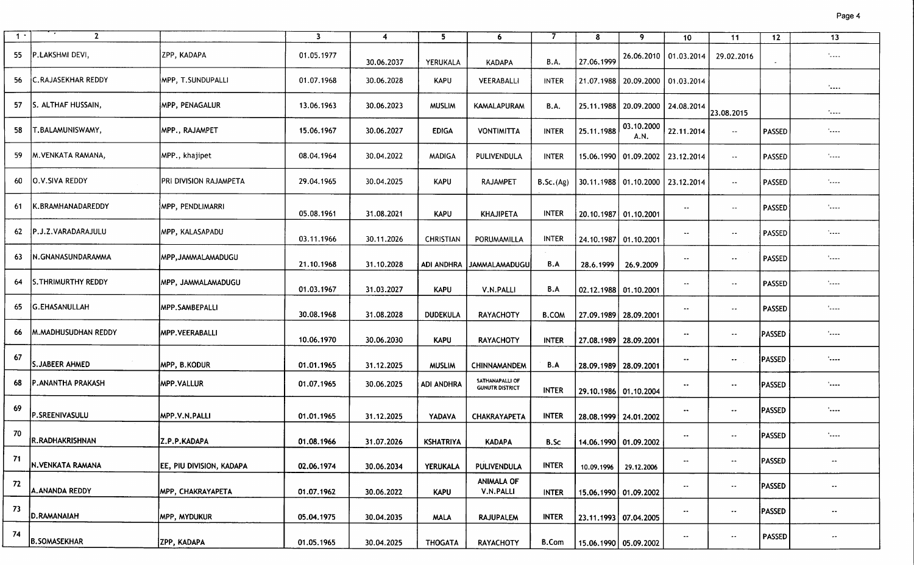| 1 | 2 | | 3 | 4 | 5 | 6 | 7 | 8 | 9 | 10 | 11 | 12 | 13 |
|---|---|---|---|---|---|---|---|---|---|---|---|---|---|
| 55 | P.LAKSHMI DEVI, | ZPP, KADAPA | 01.05.1977 | 30.06.2037 | YERUKALA | KADAPA | B.A. | 27.06.1999 | 26.06.2010 | 01.03.2014 | 29.02.2016 | - | '---- |
| 56 | C.RAJASEKHAR REDDY | MPP, T.SUNDUPALLI | 01.07.1968 | 30.06.2028 | KAPU | VEERABALLI | INTER | 21.07.1988 | 20.09.2000 | 01.03.2014 | | | '---- |
| 57 | S. ALTHAF HUSSAIN, | MPP, PENAGALUR | 13.06.1963 | 30.06.2023 | MUSLIM | KAMALAPURAM | B.A. | 25.11.1988 | 20.09.2000 | 24.08.2014 | 23.08.2015 | | '---- |
| 58 | T.BALAMUNISWAMY, | MPP., RAJAMPET | 15.06.1967 | 30.06.2027 | EDIGA | VONTIMITTA | INTER | 25.11.1988 | 03.10.2000 A.N. | 22.11.2014 | -- | PASSED | '---- |
| 59 | M.VENKATA RAMANA, | MPP., khajipet | 08.04.1964 | 30.04.2022 | MADIGA | PULIVENDULA | INTER | 15.06.1990 | 01.09.2002 | 23.12.2014 | -- | PASSED | '---- |
| 60 | O.V.SIVA REDDY | PRI DIVISION RAJAMPETA | 29.04.1965 | 30.04.2025 | KAPU | RAJAMPET | B.Sc.(Ag) | 30.11.1988 | 01.10.2000 | 23.12.2014 | -- | PASSED | '---- |
| 61 | K.BRAMHANADAREDDY | MPP, PENDLIMARRI | 05.08.1961 | 31.08.2021 | KAPU | KHAJIPETA | INTER | 20.10.1987 | 01.10.2001 | -- | -- | PASSED | '---- |
| 62 | P.J.Z.VARADARAJULU | MPP, KALASAPADU | 03.11.1966 | 30.11.2026 | CHRISTIAN | PORUMAMILLA | INTER | 24.10.1987 | 01.10.2001 | -- | -- | PASSED | '---- |
| 63 | N.GNANASUNDARAMMA | MPP,JAMMALAMADUGU | 21.10.1968 | 31.10.2028 | ADI ANDHRA | JAMMALAMADUGU | B.A | 28.6.1999 | 26.9.2009 | -- | -- | PASSED | '---- |
| 64 | S.THRIMURTHY REDDY | MPP, JAMMALAMADUGU | 01.03.1967 | 31.03.2027 | KAPU | V.N.PALLI | B.A | 02.12.1988 | 01.10.2001 | -- | -- | PASSED | '---- |
| 65 | G.EHASANULLAH | MPP.SAMBEPALLI | 30.08.1968 | 31.08.2028 | DUDEKULA | RAYACHOTY | B.COM | 27.09.1989 | 28.09.2001 | -- | -- | PASSED | '---- |
| 66 | M.MADHUSUDHAN REDDY | MPP.VEERABALLI | 10.06.1970 | 30.06.2030 | KAPU | RAYACHOTY | INTER | 27.08.1989 | 28.09.2001 | -- | -- | PASSED | '---- |
| 67 | S.JABEER AHMED | MPP, B.KODUR | 01.01.1965 | 31.12.2025 | MUSLIM | CHINNAMANDEM | B.A | 28.09.1989 | 28.09.2001 | -- | -- | PASSED | '---- |
| 68 | P.ANANTHA PRAKASH | MPP.VALLUR | 01.07.1965 | 30.06.2025 | ADI ANDHRA | SATHANAPALLI OF GUNUTR DISTRICT | INTER | 29.10.1986 | 01.10.2004 | -- | -- | PASSED | '---- |
| 69 | P.SREENIVASULU | MPP.V.N.PALLI | 01.01.1965 | 31.12.2025 | YADAVA | CHAKRAYAPETA | INTER | 28.08.1999 | 24.01.2002 | -- | -- | PASSED | '---- |
| 70 | R.RADHAKRISHNAN | Z.P.P.KADAPA | 01.08.1966 | 31.07.2026 | KSHATRIYA | KADAPA | B.Sc | 14.06.1990 | 01.09.2002 | -- | -- | PASSED | '---- |
| 71 | N.VENKATA RAMANA | EE, PIU DIVISION, KADAPA | 02.06.1974 | 30.06.2034 | YERUKALA | PULIVENDULA | INTER | 10.09.1996 | 29.12.2006 | -- | -- | PASSED | -- |
| 72 | A.ANANDA REDDY | MPP, CHAKRAYAPETA | 01.07.1962 | 30.06.2022 | KAPU | ANIMALA OF V.N.PALLI | INTER | 15.06.1990 | 01.09.2002 | -- | -- | PASSED | -- |
| 73 | D.RAMANAIAH | MPP, MYDUKUR | 05.04.1975 | 30.04.2035 | MALA | RAJUPALEM | INTER | 23.11.1993 | 07.04.2005 | -- | -- | PASSED | -- |
| 74 | B.SOMASEKHAR | ZPP, KADAPA | 01.05.1965 | 30.04.2025 | THOGATA | RAYACHOTY | B.Com | 15.06.1990 | 05.09.2002 | -- | -- | PASSED | -- |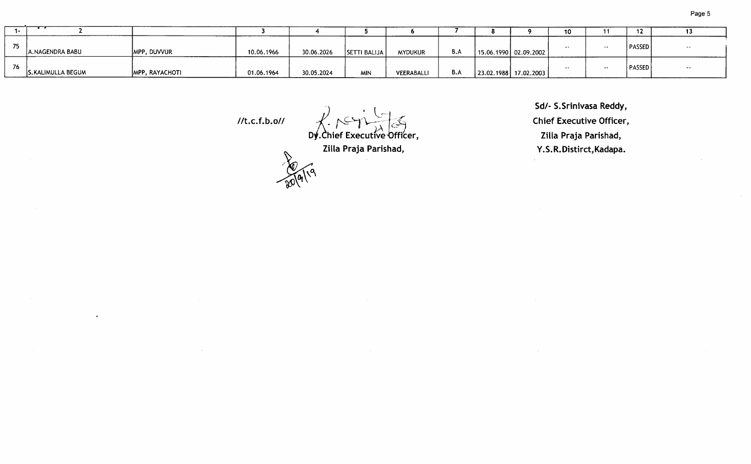| 1 | 2 | | 3 | 4 | 5 | 6 | 7 | 8 | 9 | 10 | 11 | 12 | 13 |
|---|---|---|---|---|---|---|---|---|---|---|---|---|---|
| 75 | A.NAGENDRA BABU | MPP, DUVVUR | 10.06.1966 | 30.06.2026 | SETTI BALIJA | MYDUKUR | B.A | 15.06.1990 | 02.09.2002 | -- | -- | PASSED | -- |
| 76 | S.KALIMULLA BEGUM | MPP, RAYACHOTI | 01.06.1964 | 30.05.2024 | MIN | VEERABALLI | B.A | 23.02.1988 | 17.02.2003 | -- | -- | PASSED | -- |

//t.c.f.b.o//

Dy.Chief Executive Officer,
Zilla Praja Parishad,

Sd/- S.Srinivasa Reddy,
Chief Executive Officer,
Zilla Praja Parishad,
Y.S.R.Distirct,Kadapa.